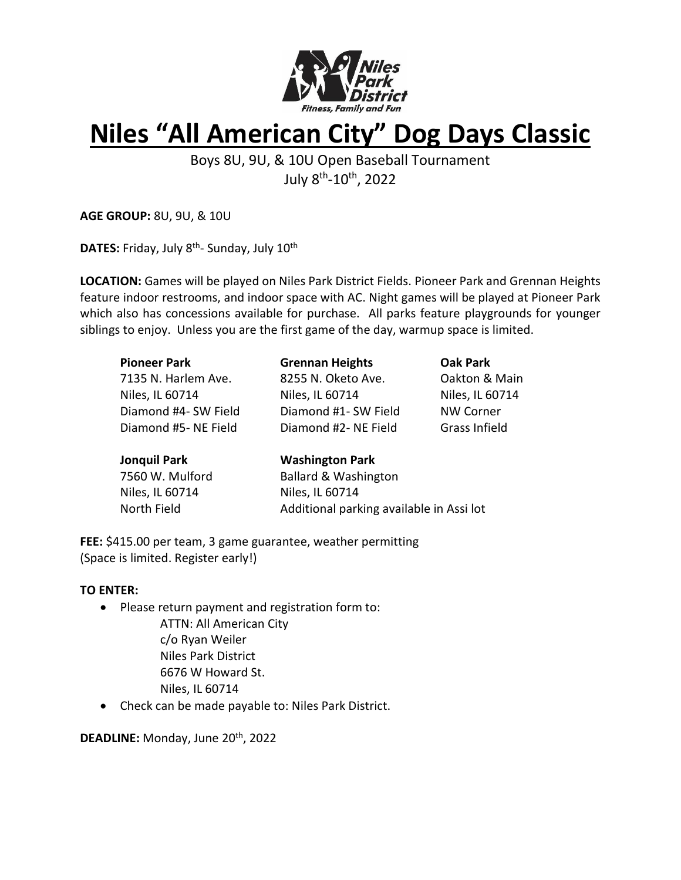Niles Park District
Fitness, Family and Fun

# Niles "All American City" Dog Days Classic

Boys 8U, 9U, & 10U Open Baseball Tournament
July 8th-10th, 2022

**AGE GROUP:** 8U, 9U, & 10U

**DATES:** Friday, July 8th- Sunday, July 10th

**LOCATION:** Games will be played on Niles Park District Fields. Pioneer Park and Grennan Heights feature indoor restrooms, and indoor space with AC. Night games will be played at Pioneer Park which also has concessions available for purchase. All parks feature playgrounds for younger siblings to enjoy. Unless you are the first game of the day, warmup space is limited.

**Pioneer Park**
7135 N. Harlem Ave.
Niles, IL 60714
Diamond #4- SW Field
Diamond #5- NE Field

**Grennan Heights**
8255 N. Oketo Ave.
Niles, IL 60714
Diamond #1- SW Field
Diamond #2- NE Field

**Oak Park**
Oakton & Main
Niles, IL 60714
NW Corner
Grass Infield

**Jonquil Park**
7560 W. Mulford
Niles, IL 60714
North Field

**Washington Park**
Ballard & Washington
Niles, IL 60714
Additional parking available in Assi lot

**FEE:** $415.00 per team, 3 game guarantee, weather permitting
(Space is limited. Register early!)

**TO ENTER:**

- Please return payment and registration form to:
  ATTN: All American City
  c/o Ryan Weiler
  Niles Park District
  6676 W Howard St.
  Niles, IL 60714
- Check can be made payable to: Niles Park District.

**DEADLINE:** Monday, June 20th, 2022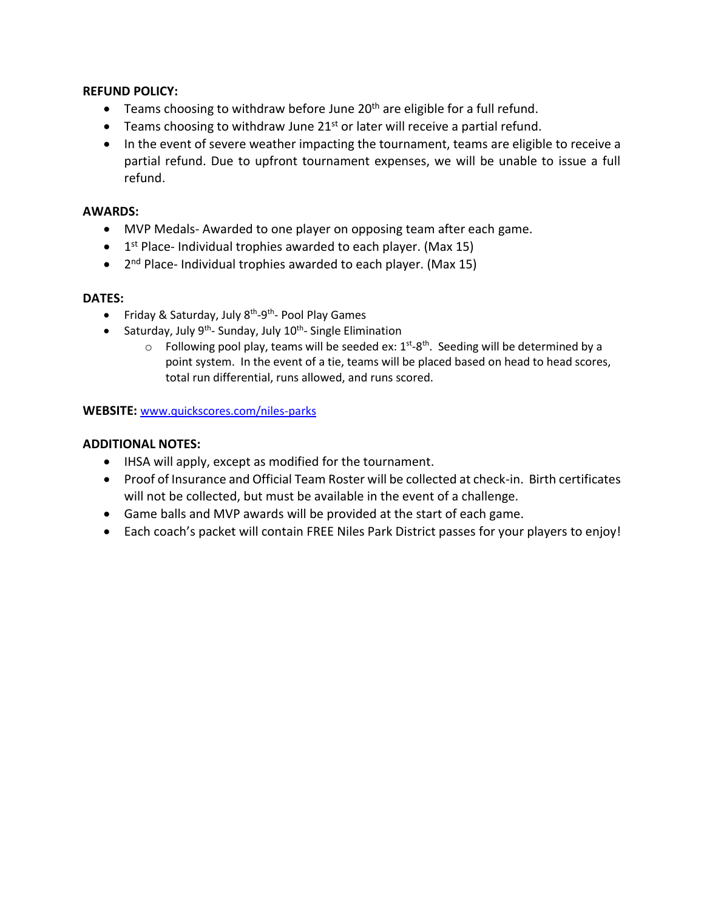**REFUND POLICY:**

- Teams choosing to withdraw before June 20th are eligible for a full refund.
- Teams choosing to withdraw June 21st or later will receive a partial refund.
- In the event of severe weather impacting the tournament, teams are eligible to receive a partial refund. Due to upfront tournament expenses, we will be unable to issue a full refund.

**AWARDS:**

- MVP Medals- Awarded to one player on opposing team after each game.
- 1st Place- Individual trophies awarded to each player. (Max 15)
- 2nd Place- Individual trophies awarded to each player. (Max 15)

**DATES:**

- Friday & Saturday, July 8th-9th- Pool Play Games
- Saturday, July 9th- Sunday, July 10th- Single Elimination
  - Following pool play, teams will be seeded ex: 1st-8th. Seeding will be determined by a point system. In the event of a tie, teams will be placed based on head to head scores, total run differential, runs allowed, and runs scored.

**WEBSITE:** [www.quickscores.com/niles-parks](www.quickscores.com/niles-parks)

**ADDITIONAL NOTES:**

- IHSA will apply, except as modified for the tournament.
- Proof of Insurance and Official Team Roster will be collected at check-in. Birth certificates will not be collected, but must be available in the event of a challenge.
- Game balls and MVP awards will be provided at the start of each game.
- Each coach's packet will contain FREE Niles Park District passes for your players to enjoy!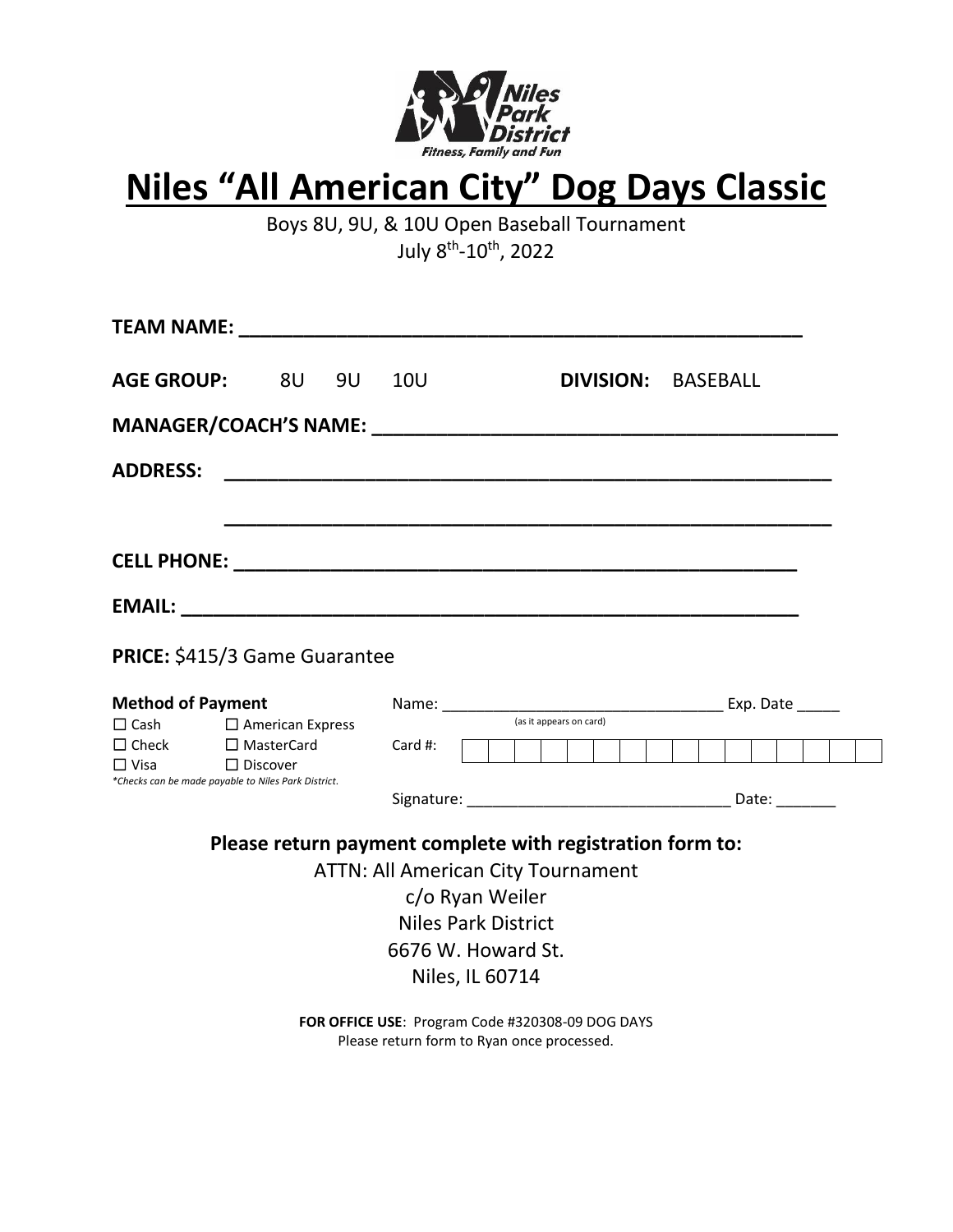Niles Park District
Fitness, Family and Fun

# Niles "All American City" Dog Days Classic

Boys 8U, 9U, & 10U Open Baseball Tournament
July 8th-10th, 2022

**TEAM NAME:** ____________________________________________________

**AGE GROUP:** 8U 9U 10U **DIVISION:** BASEBALL

**MANAGER/COACH'S NAME:** ________________________________________

**ADDRESS:** ______________________________________________________

______________________________________________________

**CELL PHONE:** __________________________________________________

**EMAIL:** _______________________________________________________

**PRICE:** $415/3 Game Guarantee

**Method of Payment**

☐ Cash ☐ American Express
☐ Check ☐ MasterCard
☐ Visa ☐ Discover

*\*Checks can be made payable to Niles Park District.*

Name: _________________________________ Exp. Date _____
(as it appears on card)

Card #: | | | | | | | | | | | | | | | | |

Signature: ______________________________ Date: _______

**Please return payment complete with registration form to:**

ATTN: All American City Tournament
c/o Ryan Weiler
Niles Park District
6676 W. Howard St.
Niles, IL 60714

**FOR OFFICE USE**: Program Code #320308-09 DOG DAYS
Please return form to Ryan once processed.